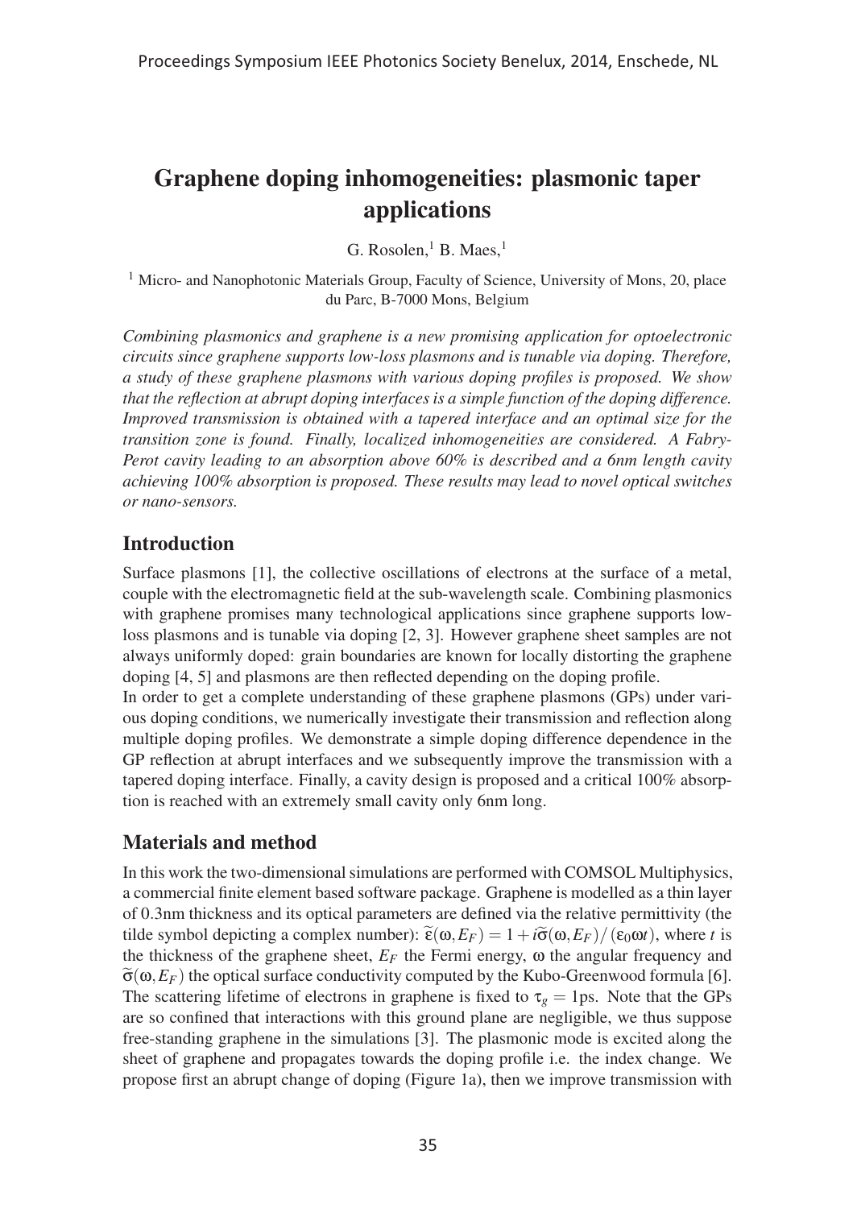# Graphene doping inhomogeneities: plasmonic taper applications

G. Rosolen,[1] B. Maes,[1]

[1] Micro- and Nanophotonic Materials Group, Faculty of Science, University of Mons, 20, place du Parc, B-7000 Mons, Belgium

*Combining plasmonics and graphene is a new promising application for optoelectronic circuits since graphene supports low-loss plasmons and is tunable via doping. Therefore, a study of these graphene plasmons with various doping profiles is proposed. We show that the reflection at abrupt doping interfaces is a simple function of the doping difference. Improved transmission is obtained with a tapered interface and an optimal size for the transition zone is found. Finally, localized inhomogeneities are considered. A Fabry-Perot cavity leading to an absorption above 60% is described and a 6nm length cavity achieving 100% absorption is proposed. These results may lead to novel optical switches or nano-sensors.*

## Introduction

Surface plasmons [1], the collective oscillations of electrons at the surface of a metal, couple with the electromagnetic field at the sub-wavelength scale. Combining plasmonics with graphene promises many technological applications since graphene supports low-loss plasmons and is tunable via doping [2, 3]. However graphene sheet samples are not always uniformly doped: grain boundaries are known for locally distorting the graphene doping [4, 5] and plasmons are then reflected depending on the doping profile.

In order to get a complete understanding of these graphene plasmons (GPs) under various doping conditions, we numerically investigate their transmission and reflection along multiple doping profiles. We demonstrate a simple doping difference dependence in the GP reflection at abrupt interfaces and we subsequently improve the transmission with a tapered doping interface. Finally, a cavity design is proposed and a critical 100% absorption is reached with an extremely small cavity only 6nm long.

## Materials and method

In this work the two-dimensional simulations are performed with COMSOL Multiphysics, a commercial finite element based software package. Graphene is modelled as a thin layer of 0.3nm thickness and its optical parameters are defined via the relative permittivity (the tilde symbol depicting a complex number): $\widetilde{\varepsilon}(\omega, E_F) = 1 + i\widetilde{\sigma}(\omega, E_F)/(\varepsilon_0 \omega t)$, where $t$ is the thickness of the graphene sheet, $E_F$ the Fermi energy, $\omega$ the angular frequency and $\widetilde{\sigma}(\omega, E_F)$ the optical surface conductivity computed by the Kubo-Greenwood formula [6]. The scattering lifetime of electrons in graphene is fixed to $\tau_g = 1$ps. Note that the GPs are so confined that interactions with this ground plane are negligible, we thus suppose free-standing graphene in the simulations [3]. The plasmonic mode is excited along the sheet of graphene and propagates towards the doping profile i.e. the index change. We propose first an abrupt change of doping (Figure 1a), then we improve transmission with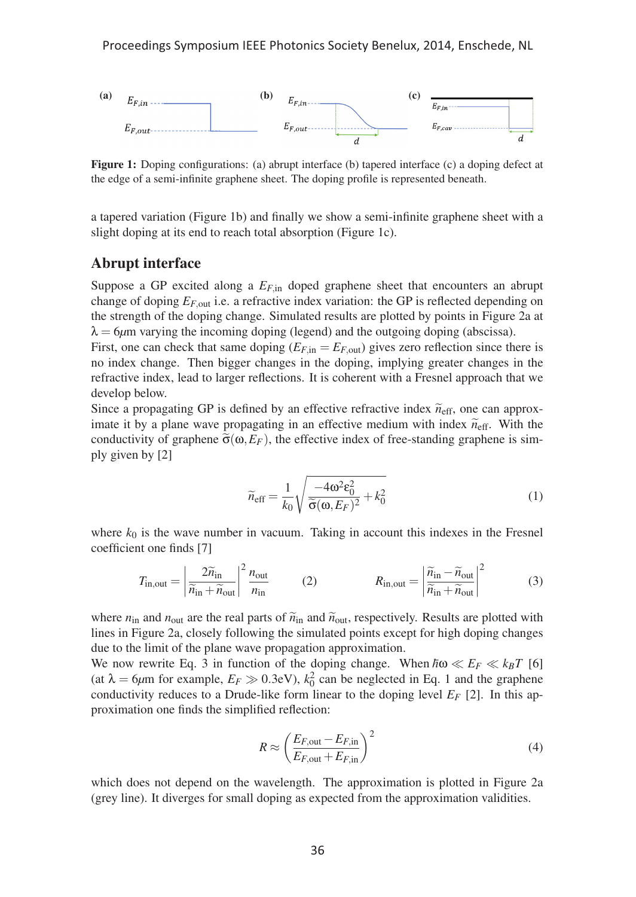**Figure 1:** Doping configurations: (a) abrupt interface (b) tapered interface (c) a doping defect at the edge of a semi-infinite graphene sheet. The doping profile is represented beneath.

a tapered variation (Figure 1b) and finally we show a semi-infinite graphene sheet with a slight doping at its end to reach total absorption (Figure 1c).

## Abrupt interface

Suppose a GP excited along a $E_{F,\text{in}}$ doped graphene sheet that encounters an abrupt change of doping $E_{F,\text{out}}$ i.e. a refractive index variation: the GP is reflected depending on the strength of the doping change. Simulated results are plotted by points in Figure 2a at $\lambda = 6\mu$m varying the incoming doping (legend) and the outgoing doping (abscissa).

First, one can check that same doping ($E_{F,\text{in}} = E_{F,\text{out}}$) gives zero reflection since there is no index change. Then bigger changes in the doping, implying greater changes in the refractive index, lead to larger reflections. It is coherent with a Fresnel approach that we develop below.

Since a propagating GP is defined by an effective refractive index $\widetilde{n}_{\text{eff}}$, one can approximate it by a plane wave propagating in an effective medium with index $\widetilde{n}_{\text{eff}}$. With the conductivity of graphene $\widetilde{\sigma}(\omega, E_F)$, the effective index of free-standing graphene is simply given by [2]

$$\widetilde{n}_{\text{eff}} = \frac{1}{k_0}\sqrt{\frac{-4\omega^2\varepsilon_0^2}{\widetilde{\sigma}(\omega, E_F)^2} + k_0^2} \tag{1}$$

where $k_0$ is the wave number in vacuum. Taking in account this indexes in the Fresnel coefficient one finds [7]

$$T_{\text{in,out}} = \left|\frac{2\widetilde{n}_{\text{in}}}{\widetilde{n}_{\text{in}} + \widetilde{n}_{\text{out}}}\right|^2 \frac{n_{\text{out}}}{n_{\text{in}}} \tag{2}$$

$$R_{\text{in,out}} = \left|\frac{\widetilde{n}_{\text{in}} - \widetilde{n}_{\text{out}}}{\widetilde{n}_{\text{in}} + \widetilde{n}_{\text{out}}}\right|^2 \tag{3}$$

where $n_{\text{in}}$ and $n_{\text{out}}$ are the real parts of $\widetilde{n}_{\text{in}}$ and $\widetilde{n}_{\text{out}}$, respectively. Results are plotted with lines in Figure 2a, closely following the simulated points except for high doping changes due to the limit of the plane wave propagation approximation.

We now rewrite Eq. 3 in function of the doping change. When $\hbar\omega \ll E_F \ll k_B T$ [6] (at $\lambda = 6\mu$m for example, $E_F \gg 0.3$eV), $k_0^2$ can be neglected in Eq. 1 and the graphene conductivity reduces to a Drude-like form linear to the doping level $E_F$ [2]. In this approximation one finds the simplified reflection:

$$R \approx \left(\frac{E_{F,\text{out}} - E_{F,\text{in}}}{E_{F,\text{out}} + E_{F,\text{in}}}\right)^2 \tag{4}$$

which does not depend on the wavelength. The approximation is plotted in Figure 2a (grey line). It diverges for small doping as expected from the approximation validities.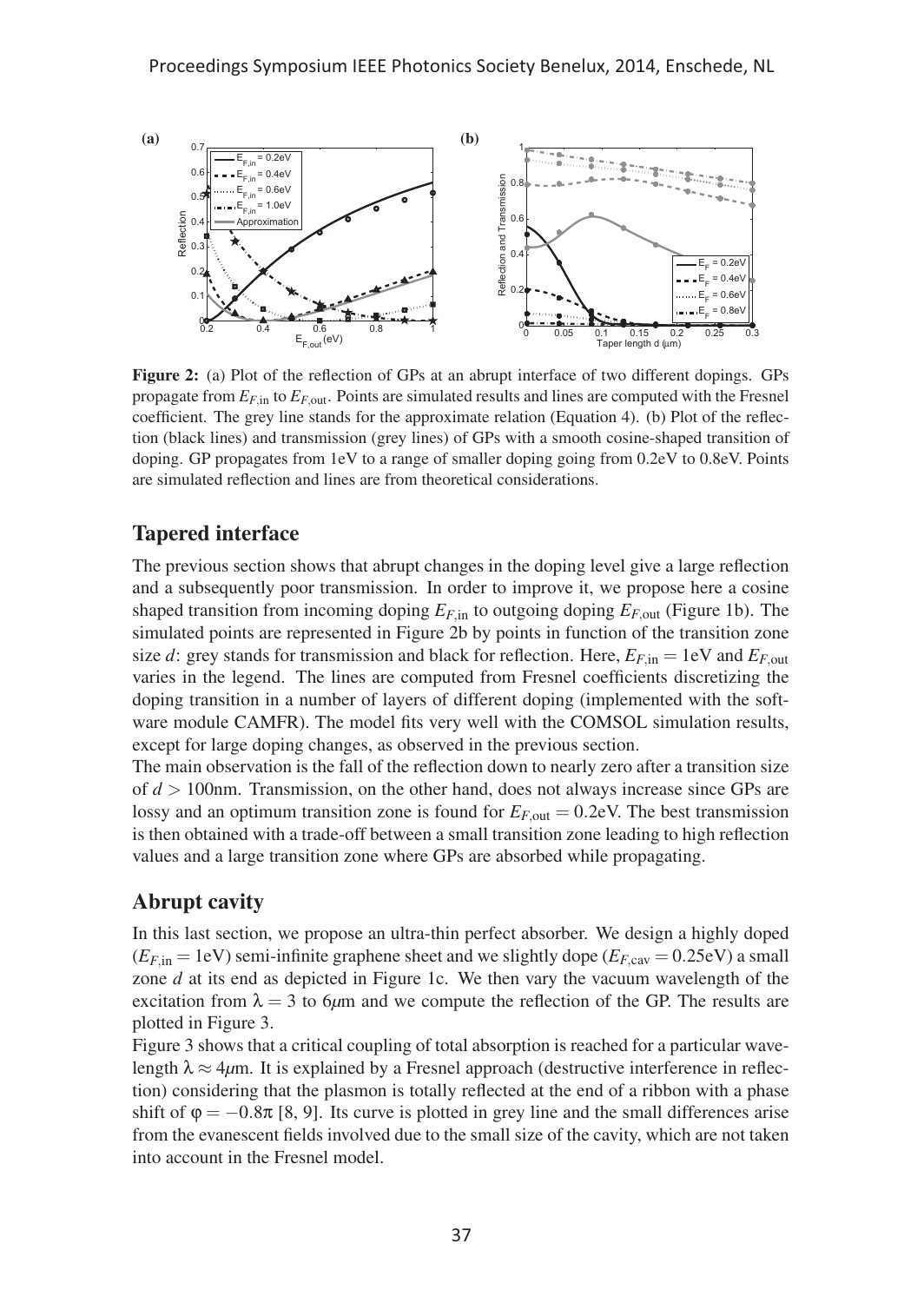**Figure 2:** (a) Plot of the reflection of GPs at an abrupt interface of two different dopings. GPs propagate from $E_{F,\text{in}}$ to $E_{F,\text{out}}$. Points are simulated results and lines are computed with the Fresnel coefficient. The grey line stands for the approximate relation (Equation 4). (b) Plot of the reflection (black lines) and transmission (grey lines) of GPs with a smooth cosine-shaped transition of doping. GP propagates from 1eV to a range of smaller doping going from 0.2eV to 0.8eV. Points are simulated reflection and lines are from theoretical considerations.

## Tapered interface

The previous section shows that abrupt changes in the doping level give a large reflection and a subsequently poor transmission. In order to improve it, we propose here a cosine shaped transition from incoming doping $E_{F,\text{in}}$ to outgoing doping $E_{F,\text{out}}$ (Figure 1b). The simulated points are represented in Figure 2b by points in function of the transition zone size $d$: grey stands for transmission and black for reflection. Here, $E_{F,\text{in}} = 1\text{eV}$ and $E_{F,\text{out}}$ varies in the legend. The lines are computed from Fresnel coefficients discretizing the doping transition in a number of layers of different doping (implemented with the software module CAMFR). The model fits very well with the COMSOL simulation results, except for large doping changes, as observed in the previous section.

The main observation is the fall of the reflection down to nearly zero after a transition size of $d > 100\text{nm}$. Transmission, on the other hand, does not always increase since GPs are lossy and an optimum transition zone is found for $E_{F,\text{out}} = 0.2\text{eV}$. The best transmission is then obtained with a trade-off between a small transition zone leading to high reflection values and a large transition zone where GPs are absorbed while propagating.

## Abrupt cavity

In this last section, we propose an ultra-thin perfect absorber. We design a highly doped ($E_{F,\text{in}} = 1\text{eV}$) semi-infinite graphene sheet and we slightly dope ($E_{F,\text{cav}} = 0.25\text{eV}$) a small zone $d$ at its end as depicted in Figure 1c. We then vary the vacuum wavelength of the excitation from $\lambda = 3$ to $6\mu\text{m}$ and we compute the reflection of the GP. The results are plotted in Figure 3.

Figure 3 shows that a critical coupling of total absorption is reached for a particular wavelength $\lambda \approx 4\mu\text{m}$. It is explained by a Fresnel approach (destructive interference in reflection) considering that the plasmon is totally reflected at the end of a ribbon with a phase shift of $\varphi = -0.8\pi$ [8, 9]. Its curve is plotted in grey line and the small differences arise from the evanescent fields involved due to the small size of the cavity, which are not taken into account in the Fresnel model.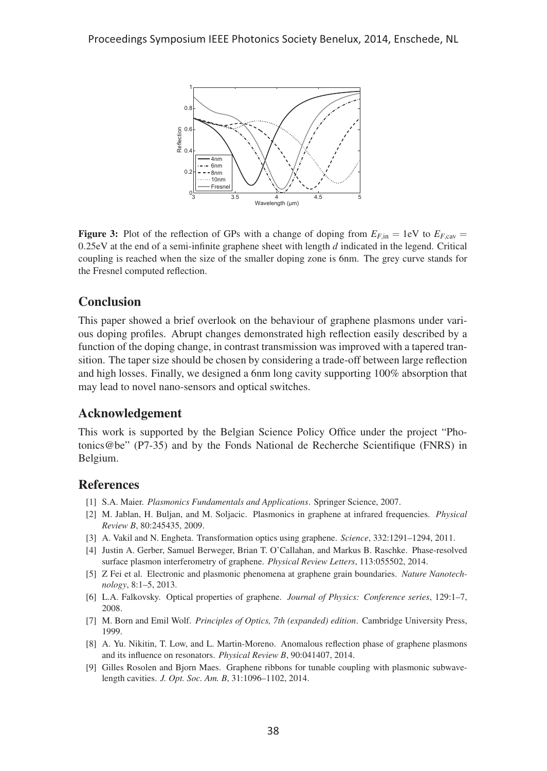1

0.8

0.6

0.4

0.2

0

Reflection

3

3.5

4

4.5

5

Wavelength (µm)

4nm

6nm

8nm

10nm

Fresnel

**Figure 3:** Plot of the reflection of GPs with a change of doping from $E_{F,\text{in}} = 1\text{eV}$ to $E_{F,\text{cav}} = 0.25\text{eV}$ at the end of a semi-infinite graphene sheet with length $d$ indicated in the legend. Critical coupling is reached when the size of the smaller doping zone is 6nm. The grey curve stands for the Fresnel computed reflection.

## Conclusion

This paper showed a brief overlook on the behaviour of graphene plasmons under various doping profiles. Abrupt changes demonstrated high reflection easily described by a function of the doping change, in contrast transmission was improved with a tapered transition. The taper size should be chosen by considering a trade-off between large reflection and high losses. Finally, we designed a 6nm long cavity supporting 100% absorption that may lead to novel nano-sensors and optical switches.

## Acknowledgement

This work is supported by the Belgian Science Policy Office under the project "Photonics@be" (P7-35) and by the Fonds National de Recherche Scientifique (FNRS) in Belgium.

## References

[1] S.A. Maier. *Plasmonics Fundamentals and Applications*. Springer Science, 2007.

[2] M. Jablan, H. Buljan, and M. Soljacic. Plasmonics in graphene at infrared frequencies. *Physical Review B*, 80:245435, 2009.

[3] A. Vakil and N. Engheta. Transformation optics using graphene. *Science*, 332:1291–1294, 2011.

[4] Justin A. Gerber, Samuel Berweger, Brian T. O'Callahan, and Markus B. Raschke. Phase-resolved surface plasmon interferometry of graphene. *Physical Review Letters*, 113:055502, 2014.

[5] Z Fei et al. Electronic and plasmonic phenomena at graphene grain boundaries. *Nature Nanotechnology*, 8:1–5, 2013.

[6] L.A. Falkovsky. Optical properties of graphene. *Journal of Physics: Conference series*, 129:1–7, 2008.

[7] M. Born and Emil Wolf. *Principles of Optics, 7th (expanded) edition*. Cambridge University Press, 1999.

[8] A. Yu. Nikitin, T. Low, and L. Martin-Moreno. Anomalous reflection phase of graphene plasmons and its influence on resonators. *Physical Review B*, 90:041407, 2014.

[9] Gilles Rosolen and Bjorn Maes. Graphene ribbons for tunable coupling with plasmonic subwavelength cavities. *J. Opt. Soc. Am. B*, 31:1096–1102, 2014.